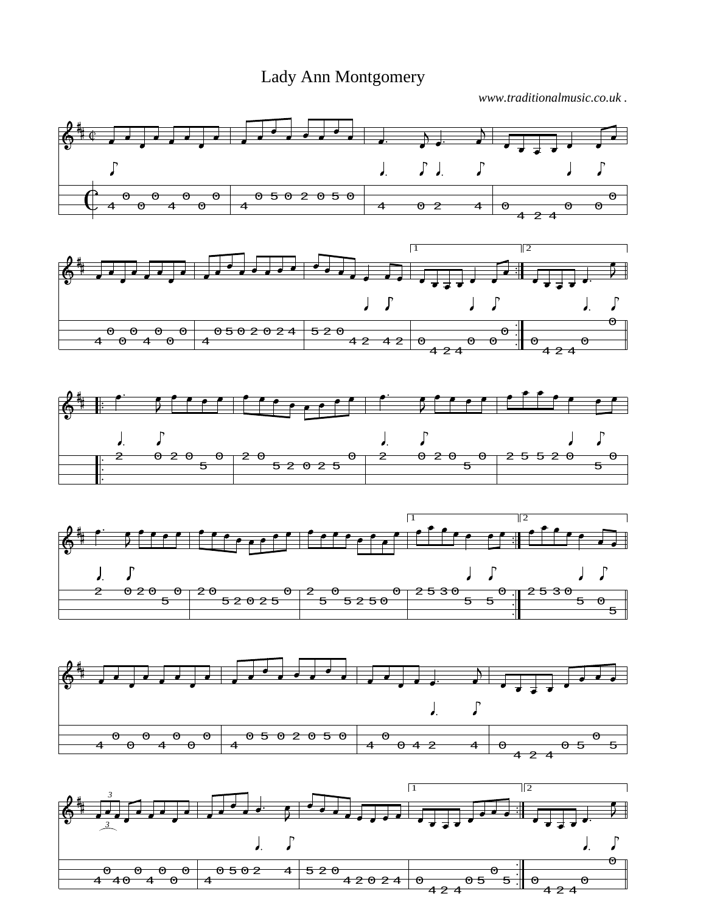# Lady Ann Montgomery

*www.traditionalmusic.co.uk .*